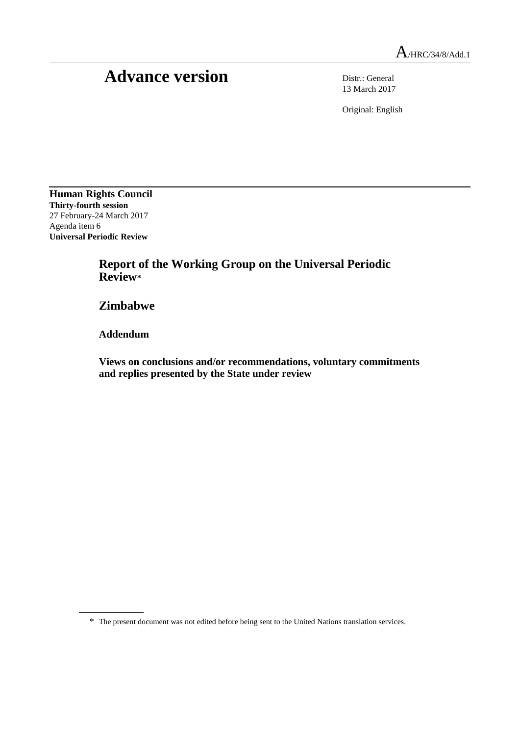A/HRC/34/8/Add.1

# Advance version

Distr.: General
13 March 2017

Original: English

**Human Rights Council**
**Thirty-fourth session**
27 February-24 March 2017
Agenda item 6
**Universal Periodic Review**

## Report of the Working Group on the Universal Periodic Review*

## Zimbabwe

### Addendum

### Views on conclusions and/or recommendations, voluntary commitments and replies presented by the State under review

---

\* The present document was not edited before being sent to the United Nations translation services.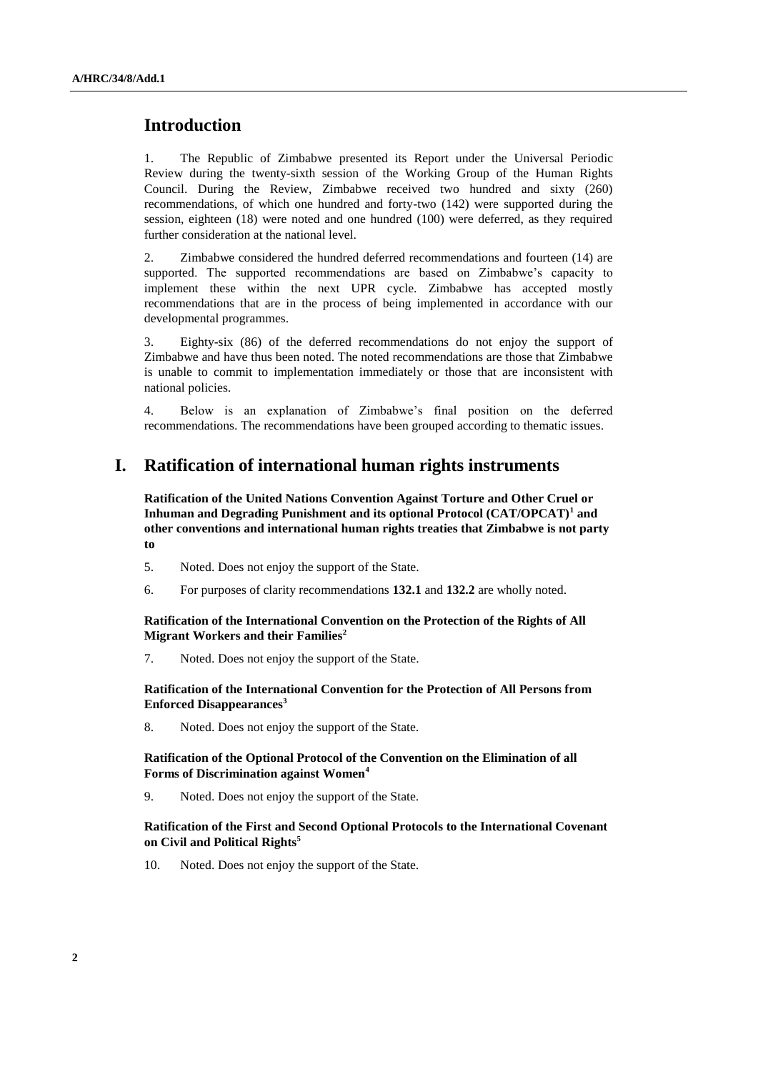## Introduction

1. The Republic of Zimbabwe presented its Report under the Universal Periodic Review during the twenty-sixth session of the Working Group of the Human Rights Council. During the Review, Zimbabwe received two hundred and sixty (260) recommendations, of which one hundred and forty-two (142) were supported during the session, eighteen (18) were noted and one hundred (100) were deferred, as they required further consideration at the national level.

2. Zimbabwe considered the hundred deferred recommendations and fourteen (14) are supported. The supported recommendations are based on Zimbabwe's capacity to implement these within the next UPR cycle. Zimbabwe has accepted mostly recommendations that are in the process of being implemented in accordance with our developmental programmes.

3. Eighty-six (86) of the deferred recommendations do not enjoy the support of Zimbabwe and have thus been noted. The noted recommendations are those that Zimbabwe is unable to commit to implementation immediately or those that are inconsistent with national policies.

4. Below is an explanation of Zimbabwe's final position on the deferred recommendations. The recommendations have been grouped according to thematic issues.

## I. Ratification of international human rights instruments

**Ratification of the United Nations Convention Against Torture and Other Cruel or Inhuman and Degrading Punishment and its optional Protocol (CAT/OPCAT)[1] and other conventions and international human rights treaties that Zimbabwe is not party to**

5. Noted. Does not enjoy the support of the State.

6. For purposes of clarity recommendations **132.1** and **132.2** are wholly noted.

**Ratification of the International Convention on the Protection of the Rights of All Migrant Workers and their Families[2]**

7. Noted. Does not enjoy the support of the State.

**Ratification of the International Convention for the Protection of All Persons from Enforced Disappearances[3]**

8. Noted. Does not enjoy the support of the State.

**Ratification of the Optional Protocol of the Convention on the Elimination of all Forms of Discrimination against Women[4]**

9. Noted. Does not enjoy the support of the State.

**Ratification of the First and Second Optional Protocols to the International Covenant on Civil and Political Rights[5]**

10. Noted. Does not enjoy the support of the State.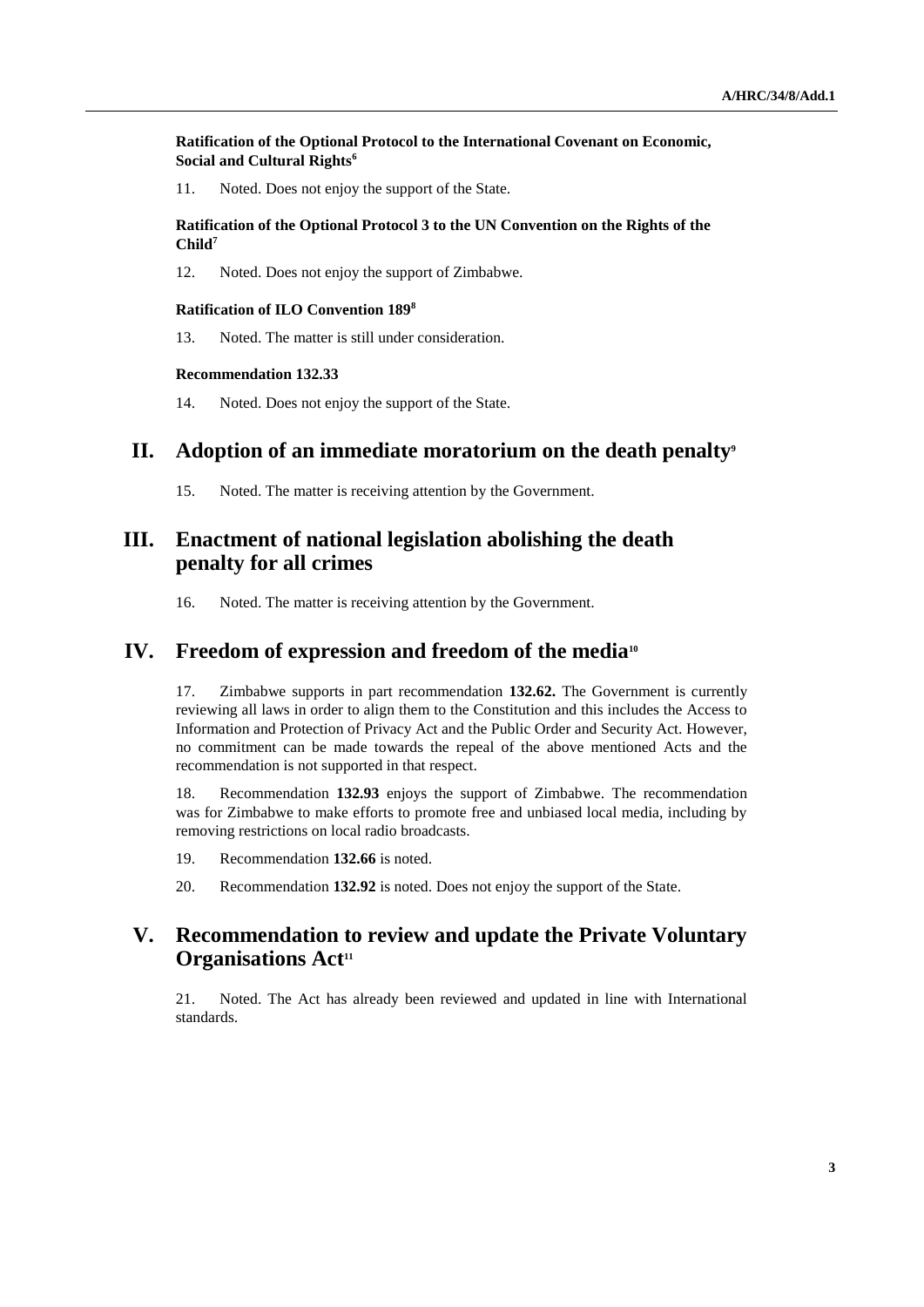### Ratification of the Optional Protocol to the International Covenant on Economic, Social and Cultural Rights[6]

11. Noted. Does not enjoy the support of the State.

### Ratification of the Optional Protocol 3 to the UN Convention on the Rights of the Child[7]

12. Noted. Does not enjoy the support of Zimbabwe.

### Ratification of ILO Convention 189[8]

13. Noted. The matter is still under consideration.

### Recommendation 132.33

14. Noted. Does not enjoy the support of the State.

## II. Adoption of an immediate moratorium on the death penalty[9]

15. Noted. The matter is receiving attention by the Government.

## III. Enactment of national legislation abolishing the death penalty for all crimes

16. Noted. The matter is receiving attention by the Government.

## IV. Freedom of expression and freedom of the media[10]

17. Zimbabwe supports in part recommendation **132.62.** The Government is currently reviewing all laws in order to align them to the Constitution and this includes the Access to Information and Protection of Privacy Act and the Public Order and Security Act. However, no commitment can be made towards the repeal of the above mentioned Acts and the recommendation is not supported in that respect.

18. Recommendation **132.93** enjoys the support of Zimbabwe. The recommendation was for Zimbabwe to make efforts to promote free and unbiased local media, including by removing restrictions on local radio broadcasts.

19. Recommendation **132.66** is noted.

20. Recommendation **132.92** is noted. Does not enjoy the support of the State.

## V. Recommendation to review and update the Private Voluntary Organisations Act[11]

21. Noted. The Act has already been reviewed and updated in line with International standards.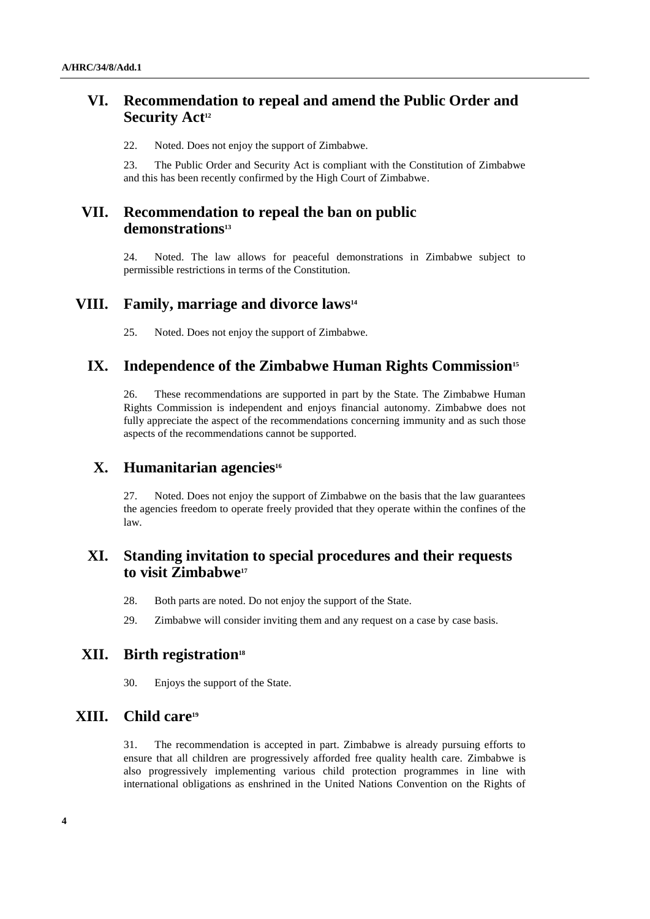## VI. Recommendation to repeal and amend the Public Order and Security Act[12]

22. Noted. Does not enjoy the support of Zimbabwe.

23. The Public Order and Security Act is compliant with the Constitution of Zimbabwe and this has been recently confirmed by the High Court of Zimbabwe.

## VII. Recommendation to repeal the ban on public demonstrations[13]

24. Noted. The law allows for peaceful demonstrations in Zimbabwe subject to permissible restrictions in terms of the Constitution.

## VIII. Family, marriage and divorce laws[14]

25. Noted. Does not enjoy the support of Zimbabwe.

## IX. Independence of the Zimbabwe Human Rights Commission[15]

26. These recommendations are supported in part by the State. The Zimbabwe Human Rights Commission is independent and enjoys financial autonomy. Zimbabwe does not fully appreciate the aspect of the recommendations concerning immunity and as such those aspects of the recommendations cannot be supported.

## X. Humanitarian agencies[16]

27. Noted. Does not enjoy the support of Zimbabwe on the basis that the law guarantees the agencies freedom to operate freely provided that they operate within the confines of the law.

## XI. Standing invitation to special procedures and their requests to visit Zimbabwe[17]

28. Both parts are noted. Do not enjoy the support of the State.

29. Zimbabwe will consider inviting them and any request on a case by case basis.

## XII. Birth registration[18]

30. Enjoys the support of the State.

## XIII. Child care[19]

31. The recommendation is accepted in part. Zimbabwe is already pursuing efforts to ensure that all children are progressively afforded free quality health care. Zimbabwe is also progressively implementing various child protection programmes in line with international obligations as enshrined in the United Nations Convention on the Rights of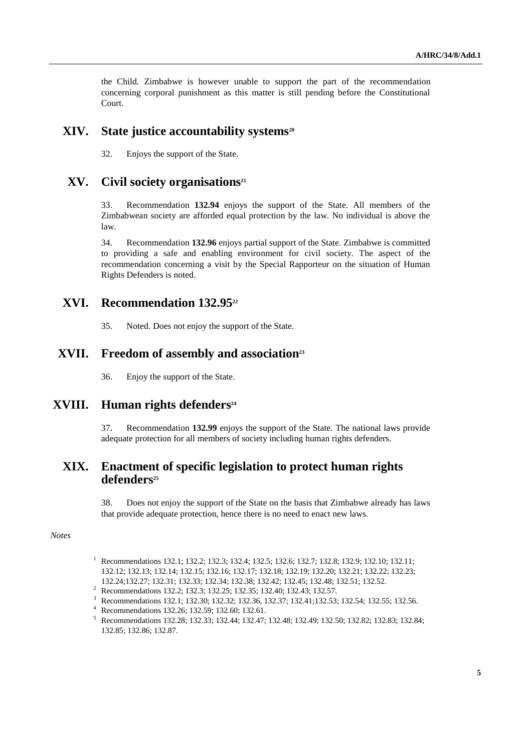the Child. Zimbabwe is however unable to support the part of the recommendation concerning corporal punishment as this matter is still pending before the Constitutional Court.

## XIV. State justice accountability systems[20]

32. Enjoys the support of the State.

## XV. Civil society organisations[21]

33. Recommendation **132.94** enjoys the support of the State. All members of the Zimbabwean society are afforded equal protection by the law. No individual is above the law.

34. Recommendation **132.96** enjoys partial support of the State. Zimbabwe is committed to providing a safe and enabling environment for civil society. The aspect of the recommendation concerning a visit by the Special Rapporteur on the situation of Human Rights Defenders is noted.

## XVI. Recommendation 132.95[22]

35. Noted. Does not enjoy the support of the State.

## XVII. Freedom of assembly and association[23]

36. Enjoy the support of the State.

## XVIII. Human rights defenders[24]

37. Recommendation **132.99** enjoys the support of the State. The national laws provide adequate protection for all members of society including human rights defenders.

## XIX. Enactment of specific legislation to protect human rights defenders[25]

38. Does not enjoy the support of the State on the basis that Zimbabwe already has laws that provide adequate protection, hence there is no need to enact new laws.

*Notes*

[1] Recommendations 132.1; 132.2; 132.3; 132.4; 132.5; 132.6; 132.7; 132.8; 132.9; 132.10; 132.11; 132.12; 132.13; 132.14; 132.15; 132.16; 132.17; 132.18; 132.19; 132.20; 132.21; 132.22; 132.23; 132.24;132.27; 132.31; 132.33; 132.34; 132.38; 132.42; 132.45; 132.48; 132.51; 132.52.

[2] Recommendations 132.2; 132.3; 132.25; 132.35; 132.40; 132.43; 132.57.

[3] Recommendations 132.1; 132.30; 132.32; 132.36, 132.37; 132.41;132.53; 132.54; 132.55; 132.56.

[4] Recommendations 132.26; 132.59; 132.60; 132.61.

[5] Recommendations 132.28; 132.33; 132.44; 132.47; 132.48; 132.49; 132.50; 132.82; 132.83; 132.84; 132.85; 132.86; 132.87.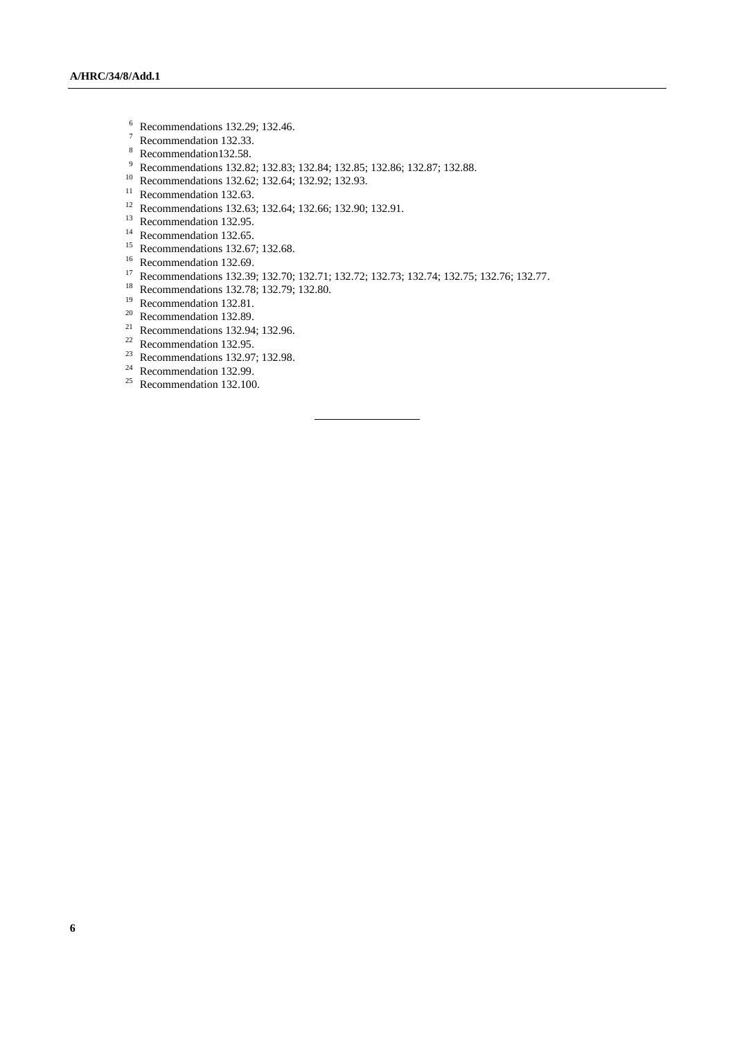[6] Recommendations 132.29; 132.46.
[7] Recommendation 132.33.
[8] Recommendation132.58.
[9] Recommendations 132.82; 132.83; 132.84; 132.85; 132.86; 132.87; 132.88.
[10] Recommendations 132.62; 132.64; 132.92; 132.93.
[11] Recommendation 132.63.
[12] Recommendations 132.63; 132.64; 132.66; 132.90; 132.91.
[13] Recommendation 132.95.
[14] Recommendation 132.65.
[15] Recommendations 132.67; 132.68.
[16] Recommendation 132.69.
[17] Recommendations 132.39; 132.70; 132.71; 132.72; 132.73; 132.74; 132.75; 132.76; 132.77.
[18] Recommendations 132.78; 132.79; 132.80.
[19] Recommendation 132.81.
[20] Recommendation 132.89.
[21] Recommendations 132.94; 132.96.
[22] Recommendation 132.95.
[23] Recommendations 132.97; 132.98.
[24] Recommendation 132.99.
[25] Recommendation 132.100.